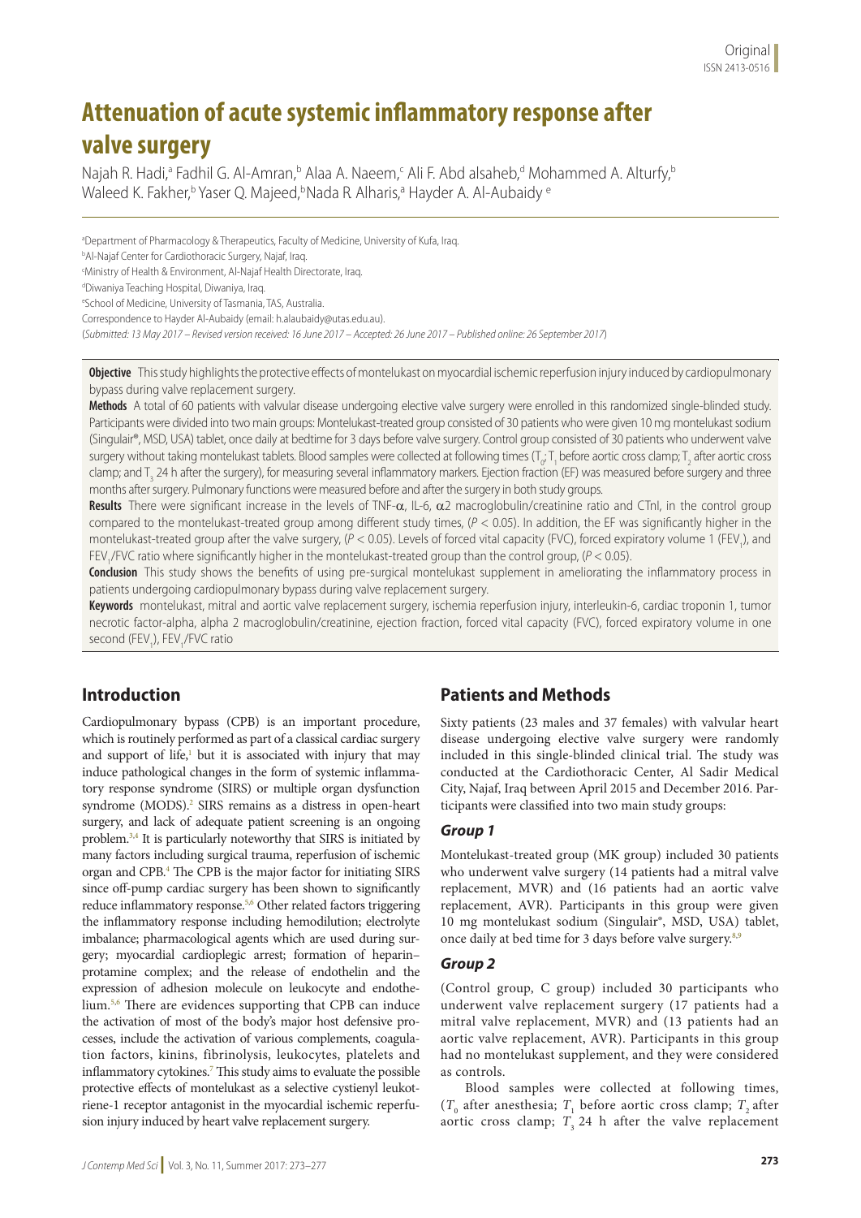Original
ISSN 2413-0516

# Attenuation of acute systemic inflammatory response after valve surgery

Najah R. Hadi,[a] Fadhil G. Al-Amran,[b] Alaa A. Naeem,[c] Ali F. Abd alsaheb,[d] Mohammed A. Alturfy,[b] Waleed K. Fakher,[b] Yaser Q. Majeed,[b] Nada R. Alharis,[a] Hayder A. Al-Aubaidy [e]

[a]Department of Pharmacology & Therapeutics, Faculty of Medicine, University of Kufa, Iraq.
[b]Al-Najaf Center for Cardiothoracic Surgery, Najaf, Iraq.
[c]Ministry of Health & Environment, Al-Najaf Health Directorate, Iraq.
[d]Diwaniya Teaching Hospital, Diwaniya, Iraq.
[e]School of Medicine, University of Tasmania, TAS, Australia.
Correspondence to Hayder Al-Aubaidy (email: h.alaubaidy@utas.edu.au).
(*Submitted: 13 May 2017 – Revised version received: 16 June 2017 – Accepted: 26 June 2017 – Published online: 26 September 2017*)

**Objective** This study highlights the protective effects of montelukast on myocardial ischemic reperfusion injury induced by cardiopulmonary bypass during valve replacement surgery.

**Methods** A total of 60 patients with valvular disease undergoing elective valve surgery were enrolled in this randomized single-blinded study. Participants were divided into two main groups: Montelukast-treated group consisted of 30 patients who were given 10 mg montelukast sodium (Singulair®, MSD, USA) tablet, once daily at bedtime for 3 days before valve surgery. Control group consisted of 30 patients who underwent valve surgery without taking montelukast tablets. Blood samples were collected at following times ($T_0$; $T_1$ before aortic cross clamp; $T_2$ after aortic cross clamp; and $T_3$ 24 h after the surgery), for measuring several inflammatory markers. Ejection fraction (EF) was measured before surgery and three months after surgery. Pulmonary functions were measured before and after the surgery in both study groups.

**Results** There were significant increase in the levels of TNF-α, IL-6, α2 macroglobulin/creatinine ratio and CTnI, in the control group compared to the montelukast-treated group among different study times, ($P < 0.05$). In addition, the EF was significantly higher in the montelukast-treated group after the valve surgery, ($P < 0.05$). Levels of forced vital capacity (FVC), forced expiratory volume 1 ($FEV_1$), and $FEV_1$/FVC ratio where significantly higher in the montelukast-treated group than the control group, ($P < 0.05$).

**Conclusion** This study shows the benefits of using pre-surgical montelukast supplement in ameliorating the inflammatory process in patients undergoing cardiopulmonary bypass during valve replacement surgery.

**Keywords** montelukast, mitral and aortic valve replacement surgery, ischemia reperfusion injury, interleukin-6, cardiac troponin 1, tumor necrotic factor-alpha, alpha 2 macroglobulin/creatinine, ejection fraction, forced vital capacity (FVC), forced expiratory volume in one second ($FEV_1$), $FEV_1$/FVC ratio

## Introduction

Cardiopulmonary bypass (CPB) is an important procedure, which is routinely performed as part of a classical cardiac surgery and support of life,[1] but it is associated with injury that may induce pathological changes in the form of systemic inflammatory response syndrome (SIRS) or multiple organ dysfunction syndrome (MODS).[2] SIRS remains as a distress in open-heart surgery, and lack of adequate patient screening is an ongoing problem.[3,4] It is particularly noteworthy that SIRS is initiated by many factors including surgical trauma, reperfusion of ischemic organ and CPB.[4] The CPB is the major factor for initiating SIRS since off-pump cardiac surgery has been shown to significantly reduce inflammatory response.[5,6] Other related factors triggering the inflammatory response including hemodilution; electrolyte imbalance; pharmacological agents which are used during surgery; myocardial cardioplegic arrest; formation of heparin–protamine complex; and the release of endothelin and the expression of adhesion molecule on leukocyte and endothelium.[5,6] There are evidences supporting that CPB can induce the activation of most of the body's major host defensive processes, include the activation of various complements, coagulation factors, kinins, fibrinolysis, leukocytes, platelets and inflammatory cytokines.[7] This study aims to evaluate the possible protective effects of montelukast as a selective cystienyl leukotriene-1 receptor antagonist in the myocardial ischemic reperfusion injury induced by heart valve replacement surgery.

## Patients and Methods

Sixty patients (23 males and 37 females) with valvular heart disease undergoing elective valve surgery were randomly included in this single-blinded clinical trial. The study was conducted at the Cardiothoracic Center, Al Sadir Medical City, Najaf, Iraq between April 2015 and December 2016. Participants were classified into two main study groups:

### Group 1

Montelukast-treated group (MK group) included 30 patients who underwent valve surgery (14 patients had a mitral valve replacement, MVR) and (16 patients had an aortic valve replacement, AVR). Participants in this group were given 10 mg montelukast sodium (Singulair®, MSD, USA) tablet, once daily at bed time for 3 days before valve surgery.[8,9]

### Group 2

(Control group, C group) included 30 participants who underwent valve replacement surgery (17 patients had a mitral valve replacement, MVR) and (13 patients had an aortic valve replacement, AVR). Participants in this group had no montelukast supplement, and they were considered as controls.

Blood samples were collected at following times, ($T_0$ after anesthesia; $T_1$ before aortic cross clamp; $T_2$ after aortic cross clamp; $T_3$ 24 h after the valve replacement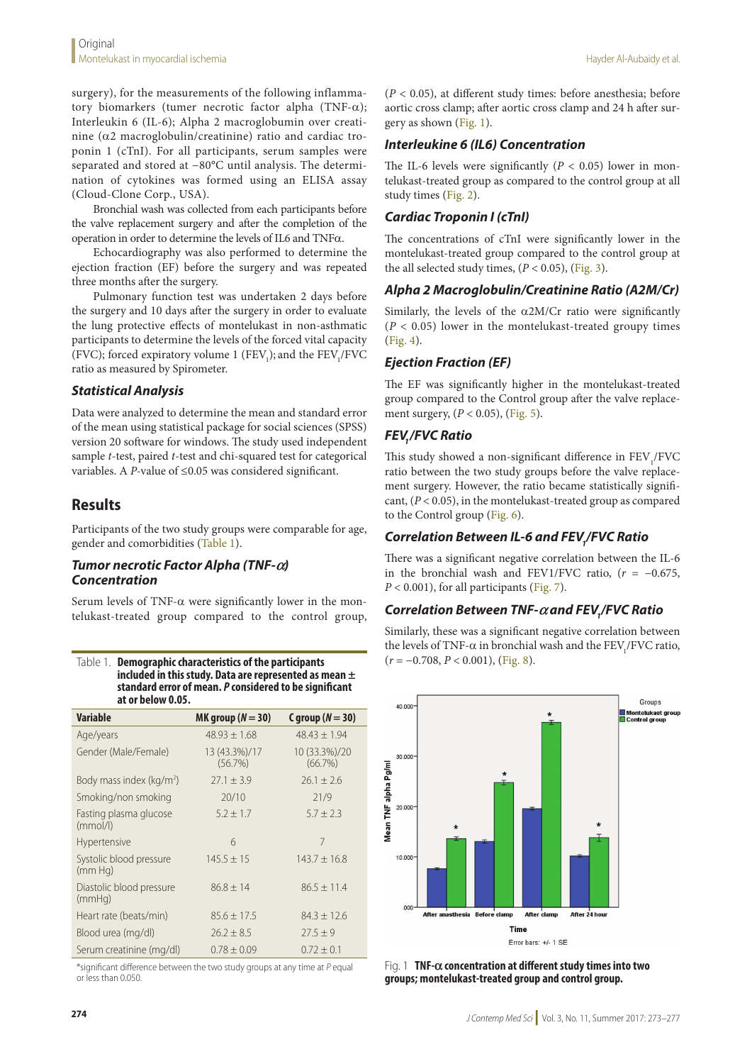surgery), for the measurements of the following inflammatory biomarkers (tumer necrotic factor alpha (TNF-α); Interleukin 6 (IL-6); Alpha 2 macroglobumin over creatinine (α2 macroglobulin/creatinine) ratio and cardiac troponin 1 (cTnI). For all participants, serum samples were separated and stored at −80°C until analysis. The determination of cytokines was formed using an ELISA assay (Cloud-Clone Corp., USA).

Bronchial wash was collected from each participants before the valve replacement surgery and after the completion of the operation in order to determine the levels of IL6 and TNFα.

Echocardiography was also performed to determine the ejection fraction (EF) before the surgery and was repeated three months after the surgery.

Pulmonary function test was undertaken 2 days before the surgery and 10 days after the surgery in order to evaluate the lung protective effects of montelukast in non-asthmatic participants to determine the levels of the forced vital capacity (FVC); forced expiratory volume 1 ($FEV_1$); and the $FEV_1$/FVC ratio as measured by Spirometer.

### Statistical Analysis

Data were analyzed to determine the mean and standard error of the mean using statistical package for social sciences (SPSS) version 20 software for windows. The study used independent sample *t*-test, paired *t*-test and chi-squared test for categorical variables. A *P*-value of ≤0.05 was considered significant.

## Results

Participants of the two study groups were comparable for age, gender and comorbidities (Table 1).

### Tumor necrotic Factor Alpha (TNF-α) Concentration

Serum levels of TNF-α were significantly lower in the montelukast-treated group compared to the control group, ($P < 0.05$), at different study times: before anesthesia; before aortic cross clamp; after aortic cross clamp and 24 h after surgery as shown (Fig. 1).

Table 1. **Demographic characteristics of the participants included in this study. Data are represented as mean ± standard error of mean. *P* considered to be significant at or below 0.05.**

| Variable | MK group (*N* = 30) | C group (*N* = 30) |
|---|---|---|
| Age/years | 48.93 ± 1.68 | 48.43 ± 1.94 |
| Gender (Male/Female) | 13 (43.3%)/17 (56.7%) | 10 (33.3%)/20 (66.7%) |
| Body mass index (kg/m$^2$) | 27.1 ± 3.9 | 26.1 ± 2.6 |
| Smoking/non smoking | 20/10 | 21/9 |
| Fasting plasma glucose (mmol/l) | 5.2 ± 1.7 | 5.7 ± 2.3 |
| Hypertensive | 6 | 7 |
| Systolic blood pressure (mm Hg) | 145.5 ± 15 | 143.7 ± 16.8 |
| Diastolic blood pressure (mmHg) | 86.8 ± 14 | 86.5 ± 11.4 |
| Heart rate (beats/min) | 85.6 ± 17.5 | 84.3 ± 12.6 |
| Blood urea (mg/dl) | 26.2 ± 8.5 | 27.5 ± 9 |
| Serum creatinine (mg/dl) | 0.78 ± 0.09 | 0.72 ± 0.1 |

### Interleukine 6 (IL6) Concentration

The IL-6 levels were significantly ($P < 0.05$) lower in montelukast-treated group as compared to the control group at all study times (Fig. 2).

### Cardiac Troponin I (cTnI)

The concentrations of cTnI were significantly lower in the montelukast-treated group compared to the control group at the all selected study times, ($P < 0.05$), (Fig. 3).

### Alpha 2 Macroglobulin/Creatinine Ratio (A2M/Cr)

Similarly, the levels of the α2M/Cr ratio were significantly ($P < 0.05$) lower in the montelukast-treated groupy times (Fig. 4).

### Ejection Fraction (EF)

The EF was significantly higher in the montelukast-treated group compared to the Control group after the valve replacement surgery, ($P < 0.05$), (Fig. 5).

### $FEV_1$/FVC Ratio

This study showed a non-significant difference in $FEV_1$/FVC ratio between the two study groups before the valve replacement surgery. However, the ratio became statistically significant, ($P < 0.05$), in the montelukast-treated group as compared to the Control group (Fig. 6).

### Correlation Between IL-6 and $FEV_1$/FVC Ratio

There was a significant negative correlation between the IL-6 in the bronchial wash and FEV1/FVC ratio, ($r = -0.675$, $P < 0.001$), for all participants (Fig. 7).

### Correlation Between TNF-α and $FEV_1$/FVC Ratio

Similarly, these was a significant negative correlation between the levels of TNF-α in bronchial wash and the $FEV_1$/FVC ratio, ($r = -0.708$, $P < 0.001$), (Fig. 8).

*significant difference between the two study groups at any time at *P* equal or less than 0.050.

Fig. 1 **TNF-α concentration at different study times into two groups; montelukast-treated group and control group.**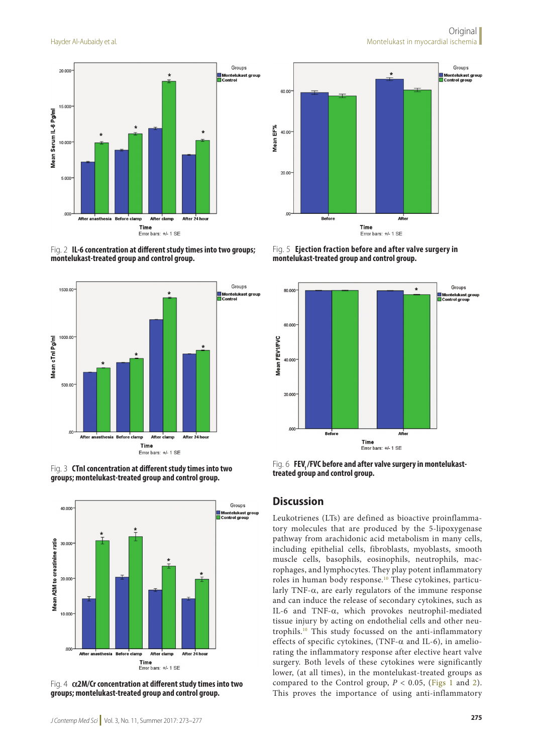Fig. 2 **IL-6 concentration at different study times into two groups; montelukast-treated group and control group.**

Fig. 3 **CTnI concentration at different study times into two groups; montelukast-treated group and control group.**

Fig. 4 **α2M/Cr concentration at different study times into two groups; montelukast-treated group and control group.**

Fig. 5 **Ejection fraction before and after valve surgery in montelukast-treated group and control group.**

Fig. 6 **$FEV_1$/FVC before and after valve surgery in montelukast-treated group and control group.**

## Discussion

Leukotrienes (LTs) are defined as bioactive proinflammatory molecules that are produced by the 5-lipoxygenase pathway from arachidonic acid metabolism in many cells, including epithelial cells, fibroblasts, myoblasts, smooth muscle cells, basophils, eosinophils, neutrophils, macrophages, and lymphocytes. They play potent inflammatory roles in human body response.[10] These cytokines, particularly TNF-α, are early regulators of the immune response and can induce the release of secondary cytokines, such as IL-6 and TNF-α, which provokes neutrophil-mediated tissue injury by acting on endothelial cells and other neutrophils.[10] This study focussed on the anti-inflammatory effects of specific cytokines, (TNF-α and IL-6), in ameliorating the inflammatory response after elective heart valve surgery. Both levels of these cytokines were significantly lower, (at all times), in the montelukast-treated groups as compared to the Control group, $P < 0.05$, (Figs 1 and 2). This proves the importance of using anti-inflammatory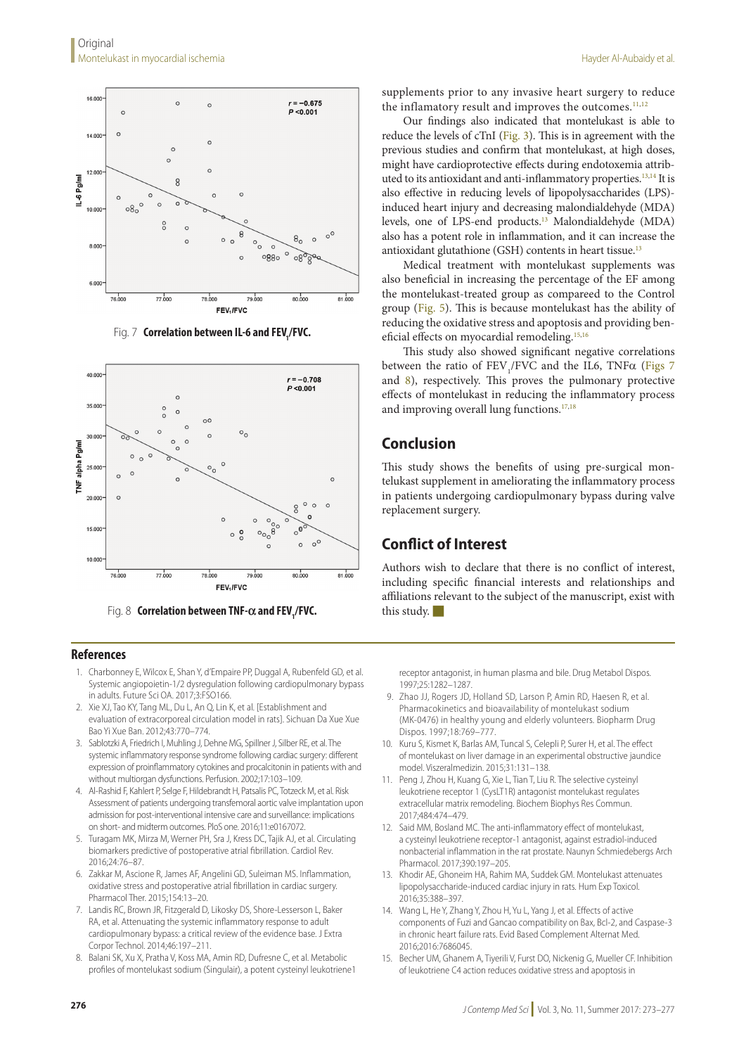Fig. 7 **Correlation between IL-6 and $FEV_1$/FVC.**

Fig. 8 **Correlation between TNF-α and $FEV_1$/FVC.**

supplements prior to any invasive heart surgery to reduce the inflamatory result and improves the outcomes.[11,12]

Our findings also indicated that montelukast is able to reduce the levels of cTnI (Fig. 3). This is in agreement with the previous studies and confirm that montelukast, at high doses, might have cardioprotective effects during endotoxemia attributed to its antioxidant and anti-inflammatory properties.[13,14] It is also effective in reducing levels of lipopolysaccharides (LPS)-induced heart injury and decreasing malondialdehyde (MDA) levels, one of LPS-end products.[13] Malondialdehyde (MDA) also has a potent role in inflammation, and it can increase the antioxidant glutathione (GSH) contents in heart tissue.[13]

Medical treatment with montelukast supplements was also beneficial in increasing the percentage of the EF among the montelukast-treated group as compareed to the Control group (Fig. 5). This is because montelukast has the ability of reducing the oxidative stress and apoptosis and providing beneficial effects on myocardial remodeling.[15,16]

This study also showed significant negative correlations between the ratio of $FEV_1$/FVC and the IL6, TNFα (Figs 7 and 8), respectively. This proves the pulmonary protective effects of montelukast in reducing the inflammatory process and improving overall lung functions.[17,18]

## Conclusion

This study shows the benefits of using pre-surgical montelukast supplement in ameliorating the inflammatory process in patients undergoing cardiopulmonary bypass during valve replacement surgery.

## Conflict of Interest

Authors wish to declare that there is no conflict of interest, including specific financial interests and relationships and affiliations relevant to the subject of the manuscript, exist with this study.

## References

1. Charbonney E, Wilcox E, Shan Y, d'Empaire PP, Duggal A, Rubenfeld GD, et al. Systemic angiopoietin-1/2 dysregulation following cardiopulmonary bypass in adults. Future Sci OA. 2017;3:FSO166.
2. Xie XJ, Tao KY, Tang ML, Du L, An Q, Lin K, et al. [Establishment and evaluation of extracorporeal circulation model in rats]. Sichuan Da Xue Xue Bao Yi Xue Ban. 2012;43:770–774.
3. Sablotzki A, Friedrich I, Muhling J, Dehne MG, Spillner J, Silber RE, et al. The systemic inflammatory response syndrome following cardiac surgery: different expression of proinflammatory cytokines and procalcitonin in patients with and without multiorgan dysfunctions. Perfusion. 2002;17:103–109.
4. Al-Rashid F, Kahlert P, Selge F, Hildebrandt H, Patsalis PC, Totzeck M, et al. Risk Assessment of patients undergoing transfemoral aortic valve implantation upon admission for post-interventional intensive care and surveillance: implications on short- and midterm outcomes. PloS one. 2016;11:e0167072.
5. Turagam MK, Mirza M, Werner PH, Sra J, Kress DC, Tajik AJ, et al. Circulating biomarkers predictive of postoperative atrial fibrillation. Cardiol Rev. 2016;24:76–87.
6. Zakkar M, Ascione R, James AF, Angelini GD, Suleiman MS. Inflammation, oxidative stress and postoperative atrial fibrillation in cardiac surgery. Pharmacol Ther. 2015;154:13–20.
7. Landis RC, Brown JR, Fitzgerald D, Likosky DS, Shore-Lesserson L, Baker RA, et al. Attenuating the systemic inflammatory response to adult cardiopulmonary bypass: a critical review of the evidence base. J Extra Corpor Technol. 2014;46:197–211.
8. Balani SK, Xu X, Pratha V, Koss MA, Amin RD, Dufresne C, et al. Metabolic profiles of montelukast sodium (Singulair), a potent cysteinyl leukotriene1 receptor antagonist, in human plasma and bile. Drug Metabol Dispos. 1997;25:1282–1287.
9. Zhao JJ, Rogers JD, Holland SD, Larson P, Amin RD, Haesen R, et al. Pharmacokinetics and bioavailability of montelukast sodium (MK-0476) in healthy young and elderly volunteers. Biopharm Drug Dispos. 1997;18:769–777.
10. Kuru S, Kismet K, Barlas AM, Tuncal S, Celepli P, Surer H, et al. The effect of montelukast on liver damage in an experimental obstructive jaundice model. Viszeralmedizin. 2015;31:131–138.
11. Peng J, Zhou H, Kuang G, Xie L, Tian T, Liu R. The selective cysteinyl leukotriene receptor 1 (CysLT1R) antagonist montelukast regulates extracellular matrix remodeling. Biochem Biophys Res Commun. 2017;484:474–479.
12. Said MM, Bosland MC. The anti-inflammatory effect of montelukast, a cysteinyl leukotriene receptor-1 antagonist, against estradiol-induced nonbacterial inflammation in the rat prostate. Naunyn Schmiedebergs Arch Pharmacol. 2017;390:197–205.
13. Khodir AE, Ghoneim HA, Rahim MA, Suddek GM. Montelukast attenuates lipopolysaccharide-induced cardiac injury in rats. Hum Exp Toxicol. 2016;35:388–397.
14. Wang L, He Y, Zhang Y, Zhou H, Yu L, Yang J, et al. Effects of active components of Fuzi and Gancao compatibility on Bax, Bcl-2, and Caspase-3 in chronic heart failure rats. Evid Based Complement Alternat Med. 2016;2016:7686045.
15. Becher UM, Ghanem A, Tiyerili V, Furst DO, Nickenig G, Mueller CF. Inhibition of leukotriene C4 action reduces oxidative stress and apoptosis in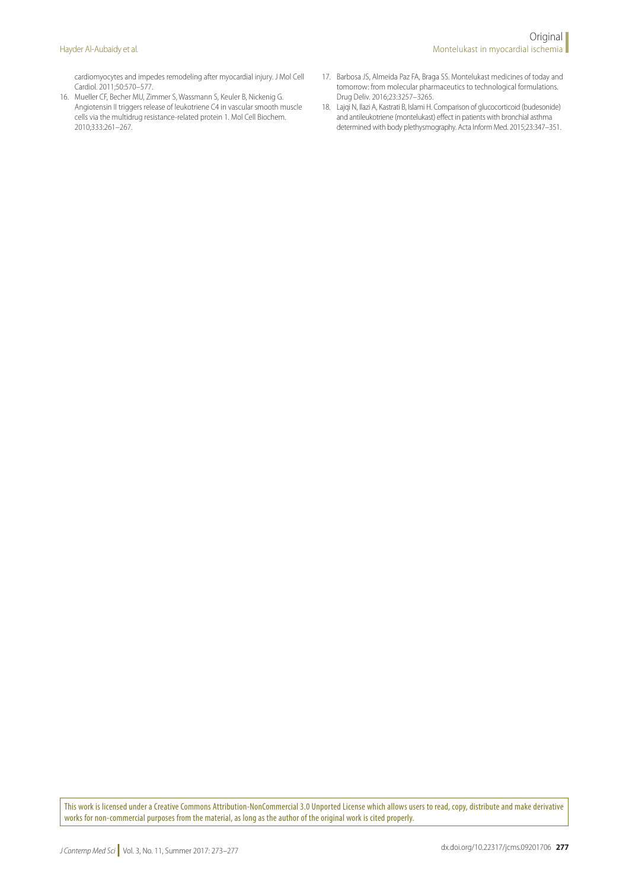cardiomyocytes and impedes remodeling after myocardial injury. J Mol Cell Cardiol. 2011;50:570–577.

16. Mueller CF, Becher MU, Zimmer S, Wassmann S, Keuler B, Nickenig G. Angiotensin II triggers release of leukotriene C4 in vascular smooth muscle cells via the multidrug resistance-related protein 1. Mol Cell Biochem. 2010;333:261–267.
17. Barbosa JS, Almeida Paz FA, Braga SS. Montelukast medicines of today and tomorrow: from molecular pharmaceutics to technological formulations. Drug Deliv. 2016;23:3257–3265.
18. Lajqi N, Ilazi A, Kastrati B, Islami H. Comparison of glucocorticoid (budesonide) and antileukotriene (montelukast) effect in patients with bronchial asthma determined with body plethysmography. Acta Inform Med. 2015;23:347–351.

This work is licensed under a Creative Commons Attribution-NonCommercial 3.0 Unported License which allows users to read, copy, distribute and make derivative works for non-commercial purposes from the material, as long as the author of the original work is cited properly.